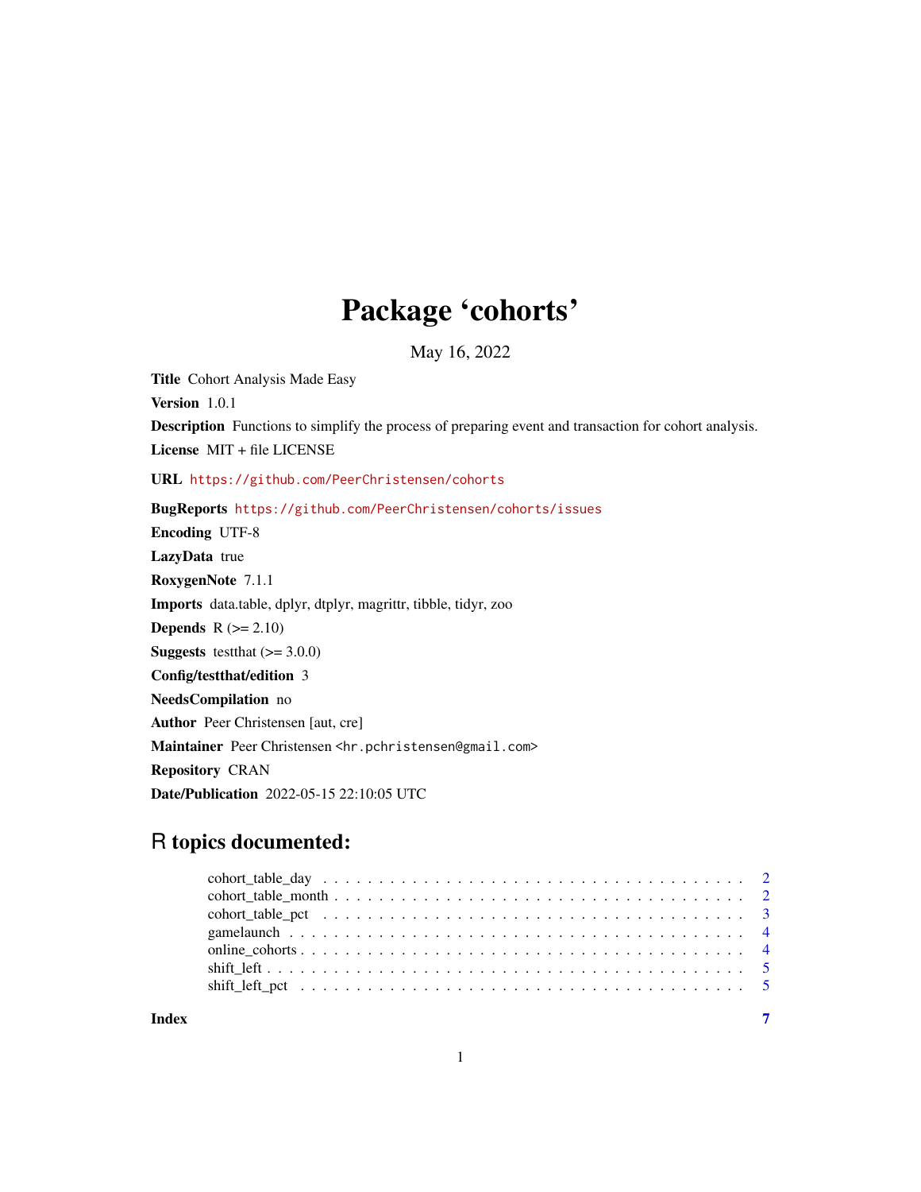# Package 'cohorts'

May 16, 2022

**Title** Cohort Analysis Made Easy

**Version** 1.0.1

**Description** Functions to simplify the process of preparing event and transaction for cohort analysis.

**License** MIT + file LICENSE

**URL** https://github.com/PeerChristensen/cohorts

**BugReports** https://github.com/PeerChristensen/cohorts/issues

**Encoding** UTF-8

**LazyData** true

**RoxygenNote** 7.1.1

**Imports** data.table, dplyr, dtplyr, magrittr, tibble, tidyr, zoo

**Depends** R (>= 2.10)

**Suggests** testthat (>= 3.0.0)

**Config/testthat/edition** 3

**NeedsCompilation** no

**Author** Peer Christensen [aut, cre]

**Maintainer** Peer Christensen <hr.pchristensen@gmail.com>

**Repository** CRAN

**Date/Publication** 2022-05-15 22:10:05 UTC

## R topics documented:

- cohort_table_day . . . 2
- cohort_table_month . . . 2
- cohort_table_pct . . . 3
- gamelaunch . . . 4
- online_cohorts . . . 4
- shift_left . . . 5
- shift_left_pct . . . 5

**Index** 7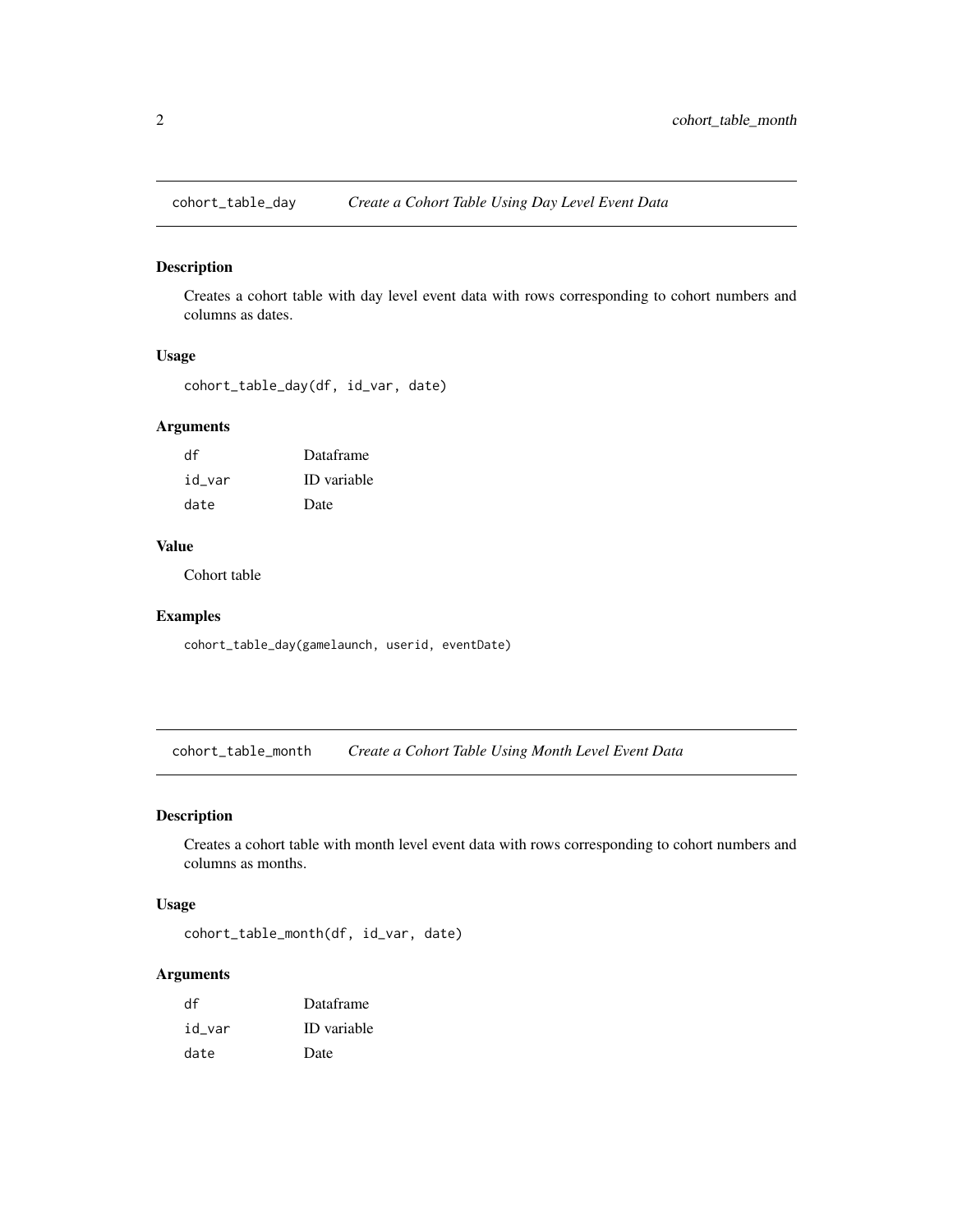## cohort_table_day — *Create a Cohort Table Using Day Level Event Data*

### Description

Creates a cohort table with day level event data with rows corresponding to cohort numbers and columns as dates.

### Usage

```
cohort_table_day(df, id_var, date)
```

### Arguments

| | |
|---|---|
| `df` | Dataframe |
| `id_var` | ID variable |
| `date` | Date |

### Value

Cohort table

### Examples

```
cohort_table_day(gamelaunch, userid, eventDate)
```

## cohort_table_month — *Create a Cohort Table Using Month Level Event Data*

### Description

Creates a cohort table with month level event data with rows corresponding to cohort numbers and columns as months.

### Usage

```
cohort_table_month(df, id_var, date)
```

### Arguments

| | |
|---|---|
| `df` | Dataframe |
| `id_var` | ID variable |
| `date` | Date |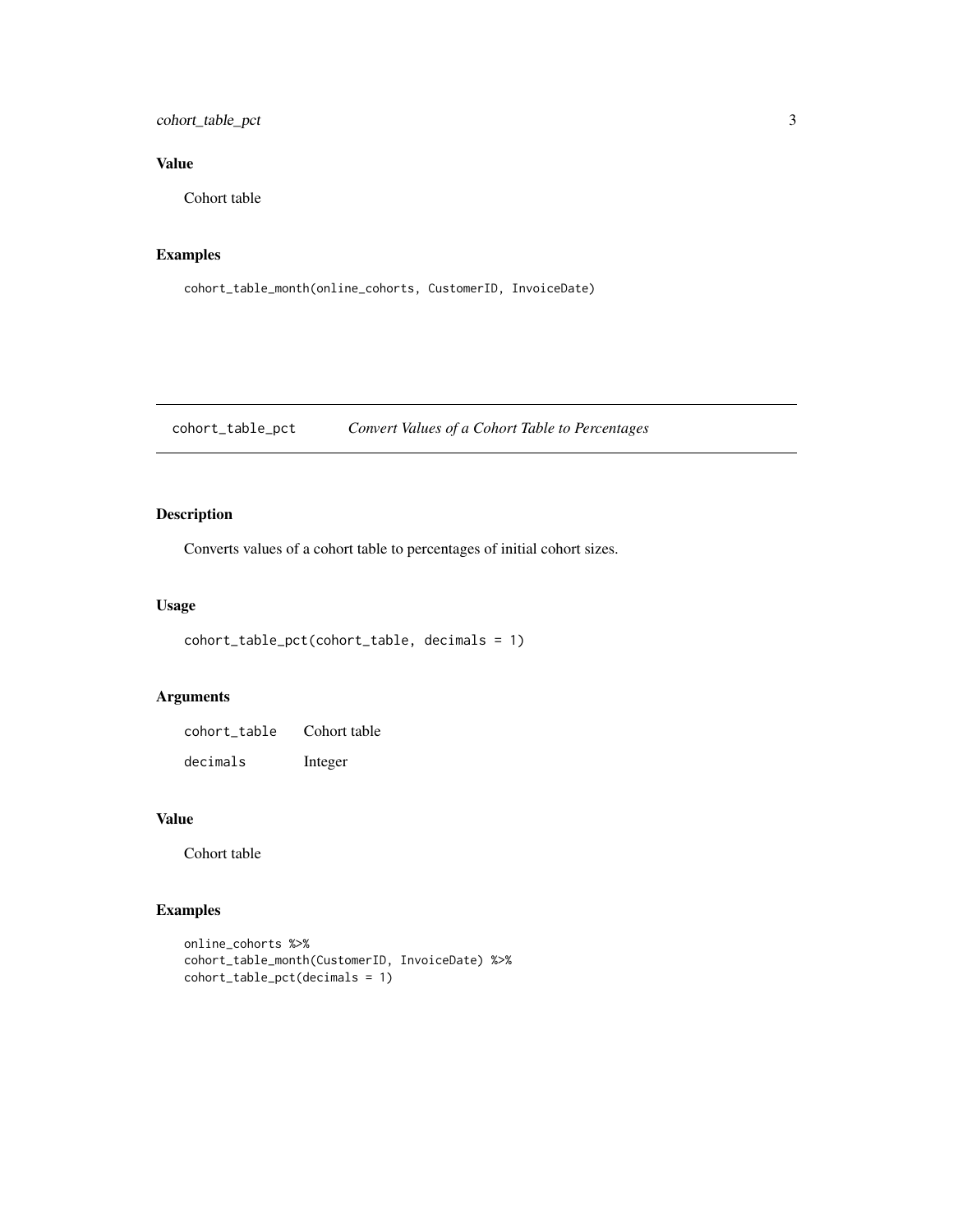### Value

Cohort table

### Examples

```
cohort_table_month(online_cohorts, CustomerID, InvoiceDate)
```

## cohort_table_pct — *Convert Values of a Cohort Table to Percentages*

### Description

Converts values of a cohort table to percentages of initial cohort sizes.

### Usage

```
cohort_table_pct(cohort_table, decimals = 1)
```

### Arguments

| | |
|---|---|
| cohort_table | Cohort table |
| decimals | Integer |

### Value

Cohort table

### Examples

```
online_cohorts %>%
cohort_table_month(CustomerID, InvoiceDate) %>%
cohort_table_pct(decimals = 1)
```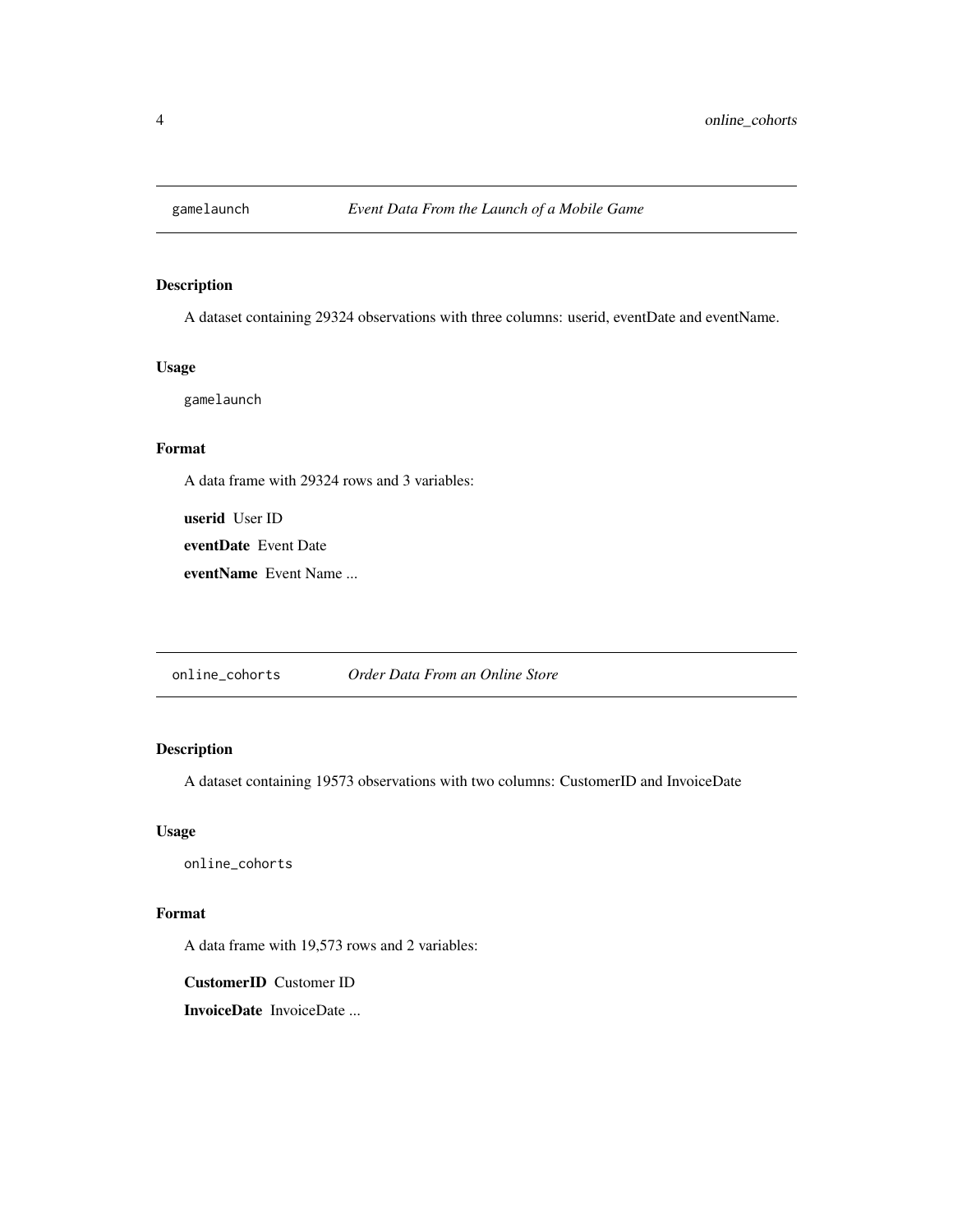## gamelaunch *Event Data From the Launch of a Mobile Game*

### Description

A dataset containing 29324 observations with three columns: userid, eventDate and eventName.

### Usage

```
gamelaunch
```

### Format

A data frame with 29324 rows and 3 variables:

**userid** User ID

**eventDate** Event Date

**eventName** Event Name ...

## online_cohorts *Order Data From an Online Store*

### Description

A dataset containing 19573 observations with two columns: CustomerID and InvoiceDate

### Usage

```
online_cohorts
```

### Format

A data frame with 19,573 rows and 2 variables:

**CustomerID** Customer ID

**InvoiceDate** InvoiceDate ...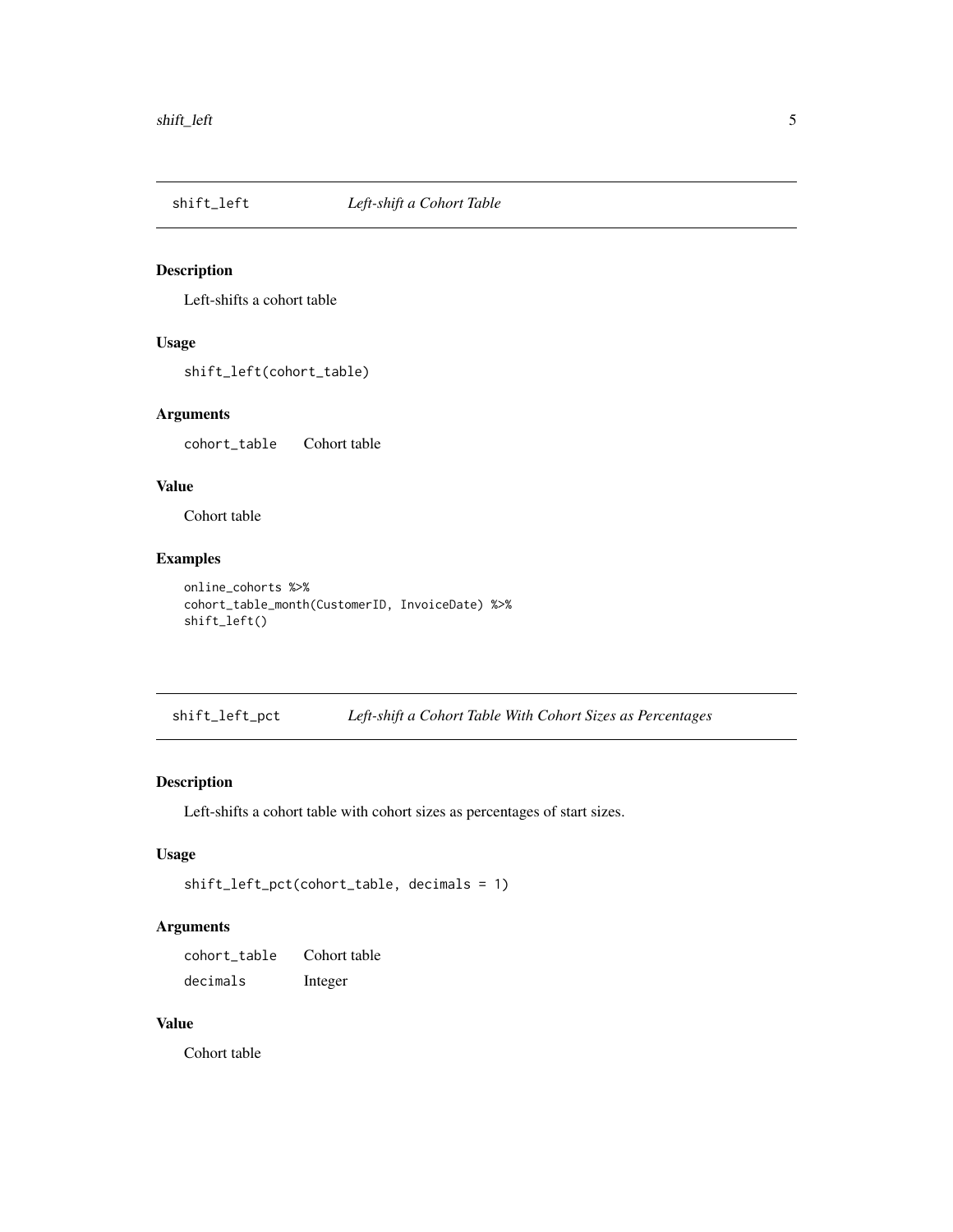## shift_left — *Left-shift a Cohort Table*

### Description

Left-shifts a cohort table

### Usage

```
shift_left(cohort_table)
```

### Arguments

| | |
|---|---|
| cohort_table | Cohort table |

### Value

Cohort table

### Examples

```
online_cohorts %>%
cohort_table_month(CustomerID, InvoiceDate) %>%
shift_left()
```

## shift_left_pct — *Left-shift a Cohort Table With Cohort Sizes as Percentages*

### Description

Left-shifts a cohort table with cohort sizes as percentages of start sizes.

### Usage

```
shift_left_pct(cohort_table, decimals = 1)
```

### Arguments

| | |
|---|---|
| cohort_table | Cohort table |
| decimals | Integer |

### Value

Cohort table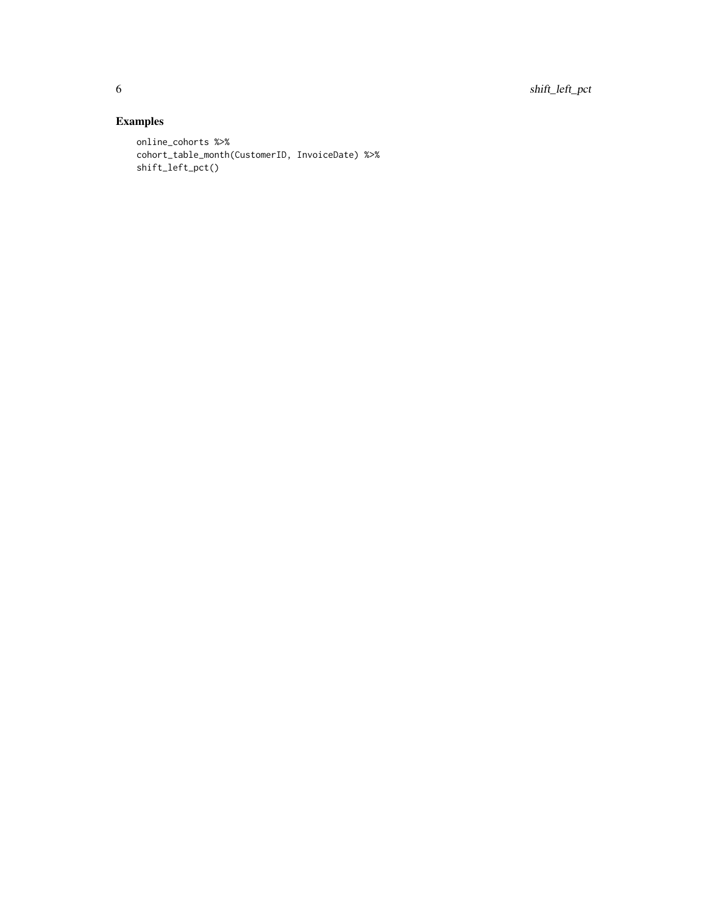## Examples

```
online_cohorts %>%
cohort_table_month(CustomerID, InvoiceDate) %>%
shift_left_pct()
```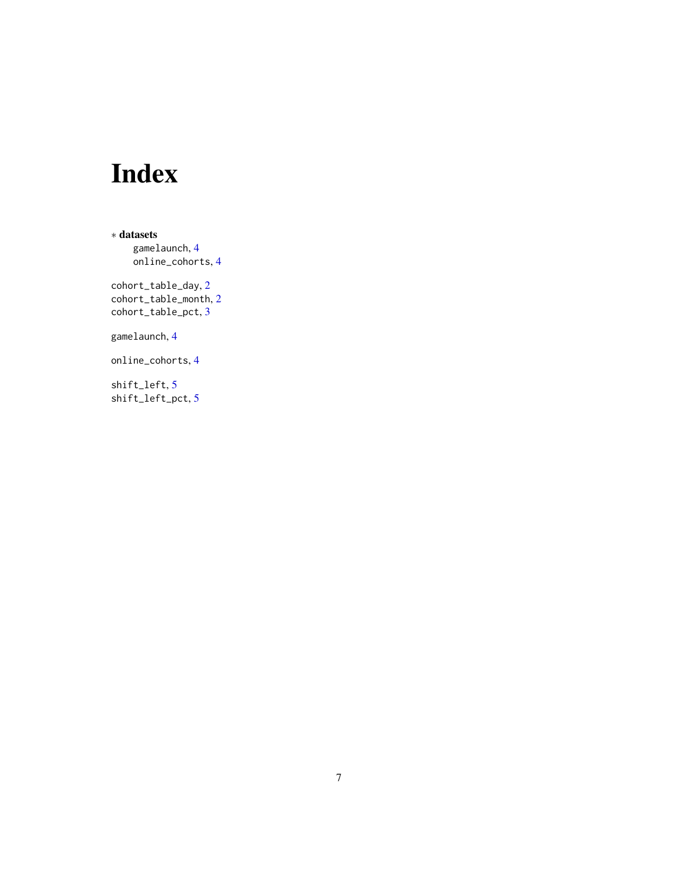# Index

∗ **datasets**
    gamelaunch, 4
    online_cohorts, 4

cohort_table_day, 2
cohort_table_month, 2
cohort_table_pct, 3

gamelaunch, 4

online_cohorts, 4

shift_left, 5
shift_left_pct, 5